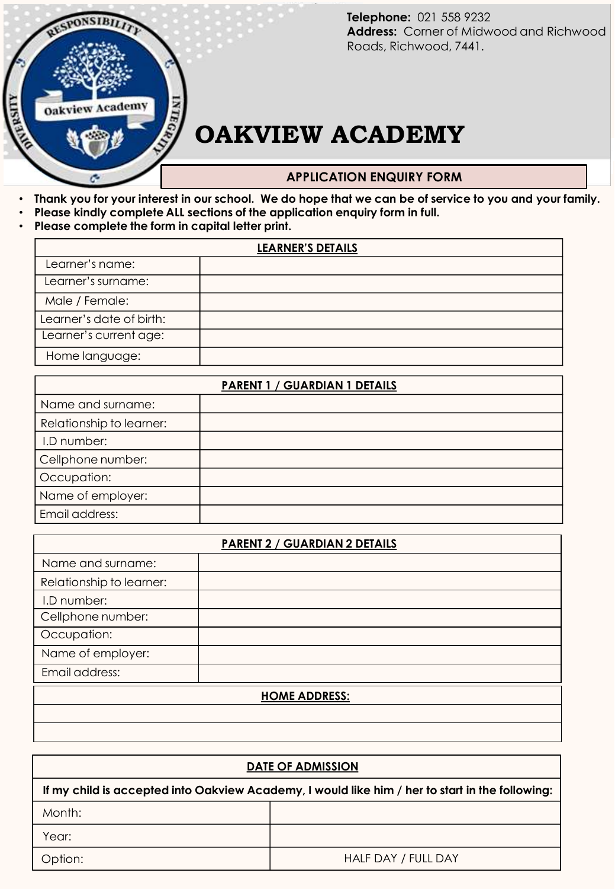**Telephone:** 021 558 9232
**Address:** Corner of Midwood and Richwood Roads, Richwood, 7441.

# OAKVIEW ACADEMY

## APPLICATION ENQUIRY FORM

- **Thank you for your interest in our school. We do hope that we can be of service to you and your family.**
- **Please kindly complete ALL sections of the application enquiry form in full.**
- **Please complete the form in capital letter print.**

| **LEARNER'S DETAILS** | |
|---|---|
| Learner's name: | |
| Learner's surname: | |
| Male / Female: | |
| Learner's date of birth: | |
| Learner's current age: | |
| Home language: | |

| **PARENT 1 / GUARDIAN 1 DETAILS** | |
|---|---|
| Name and surname: | |
| Relationship to learner: | |
| I.D number: | |
| Cellphone number: | |
| Occupation: | |
| Name of employer: | |
| Email address: | |

| **PARENT 2 / GUARDIAN 2 DETAILS** | |
|---|---|
| Name and surname: | |
| Relationship to learner: | |
| I.D number: | |
| Cellphone number: | |
| Occupation: | |
| Name of employer: | |
| Email address: | |

| **HOME ADDRESS:** |
|---|
| |
| |

| **DATE OF ADMISSION** | |
|---|---|
| **If my child is accepted into Oakview Academy, I would like him / her to start in the following:** | |
| Month: | |
| Year: | |
| Option: | HALF DAY / FULL DAY |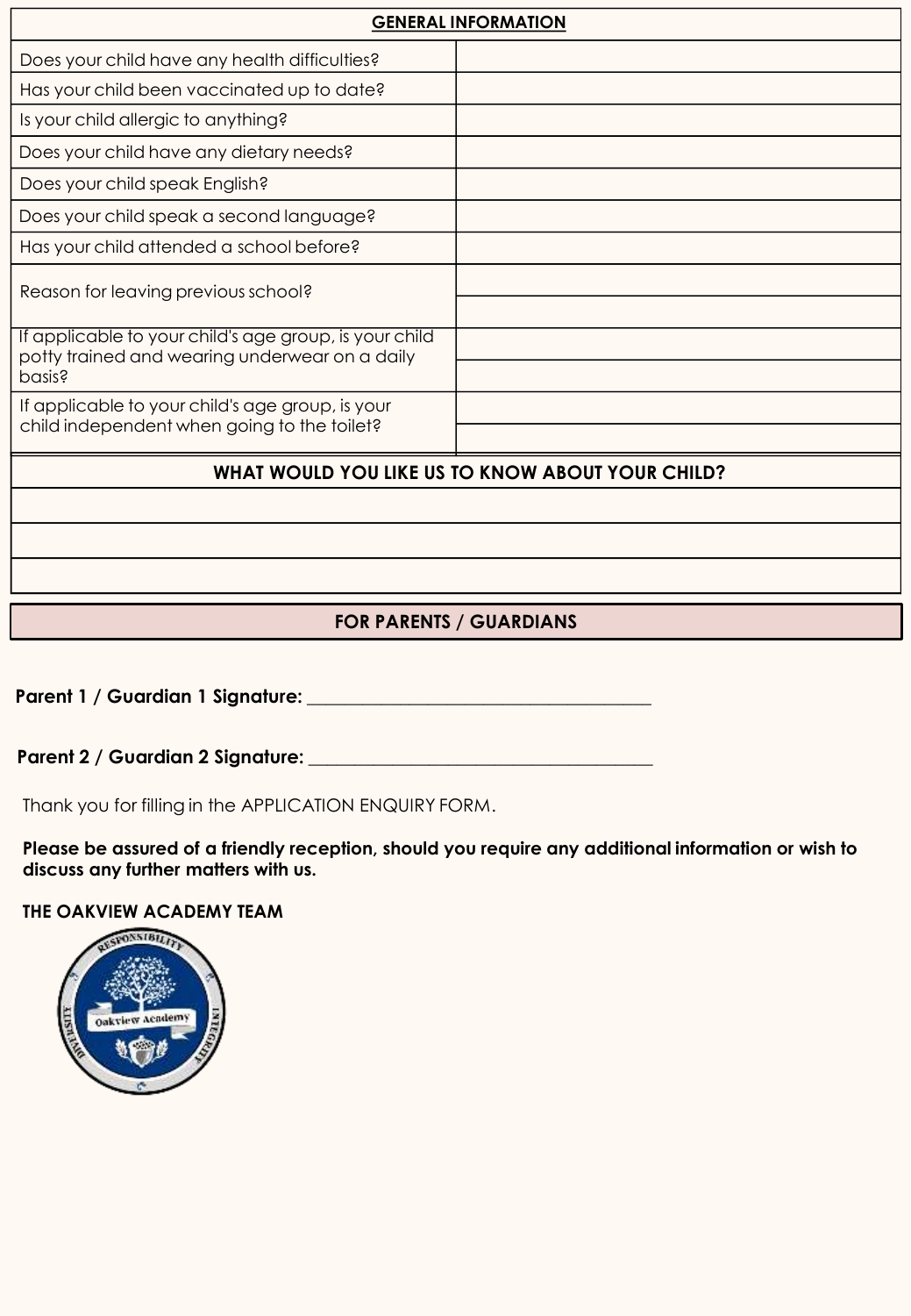| GENERAL INFORMATION | |
|---|---|
| Does your child have any health difficulties? | |
| Has your child been vaccinated up to date? | |
| Is your child allergic to anything? | |
| Does your child have any dietary needs? | |
| Does your child speak English? | |
| Does your child speak a second language? | |
| Has your child attended a school before? | |
| Reason for leaving previous school? | |
| If applicable to your child's age group, is your child potty trained and wearing underwear on a daily basis? | |
| If applicable to your child's age group, is your child independent when going to the toilet? | |

| WHAT WOULD YOU LIKE US TO KNOW ABOUT YOUR CHILD? |
|---|
| |
| |
| |

**FOR PARENTS / GUARDIANS**

**Parent 1 / Guardian 1 Signature:** ____________________________________

**Parent 2 / Guardian 2 Signature:** ____________________________________

Thank you for filling in the APPLICATION ENQUIRY FORM.

**Please be assured of a friendly reception, should you require any additional information or wish to discuss any further matters with us.**

**THE OAKVIEW ACADEMY TEAM**